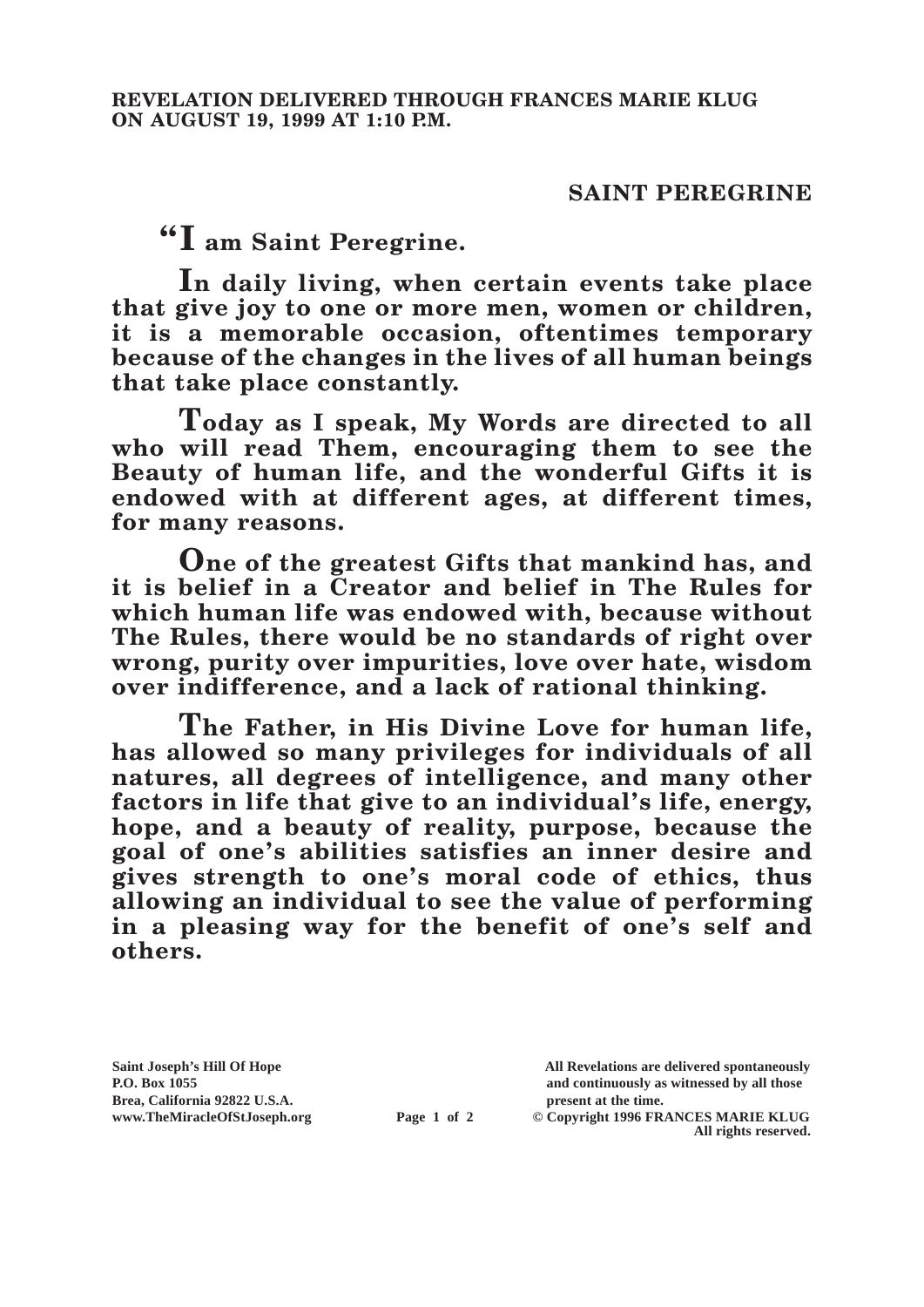**REVELATION DELIVERED THROUGH FRANCES MARIE KLUG ON AUGUST 19, 1999 AT 1:10 P.M.**

## SAINT PEREGRINE

**"I am Saint Peregrine.**

**In daily living, when certain events take place that give joy to one or more men, women or children, it is a memorable occasion, oftentimes temporary because of the changes in the lives of all human beings that take place constantly.**

**Today as I speak, My Words are directed to all who will read Them, encouraging them to see the Beauty of human life, and the wonderful Gifts it is endowed with at different ages, at different times, for many reasons.**

**One of the greatest Gifts that mankind has, and it is belief in a Creator and belief in The Rules for which human life was endowed with, because without The Rules, there would be no standards of right over wrong, purity over impurities, love over hate, wisdom over indifference, and a lack of rational thinking.**

**The Father, in His Divine Love for human life, has allowed so many privileges for individuals of all natures, all degrees of intelligence, and many other factors in life that give to an individual's life, energy, hope, and a beauty of reality, purpose, because the goal of one's abilities satisfies an inner desire and gives strength to one's moral code of ethics, thus allowing an individual to see the value of performing in a pleasing way for the benefit of one's self and others.**

Saint Joseph's Hill Of Hope
P.O. Box 1055
Brea, California 92822 U.S.A.
www.TheMiracleOfStJoseph.org

All Revelations are delivered spontaneously and continuously as witnessed by all those present at the time.
© Copyright 1996 FRANCES MARIE KLUG
All rights reserved.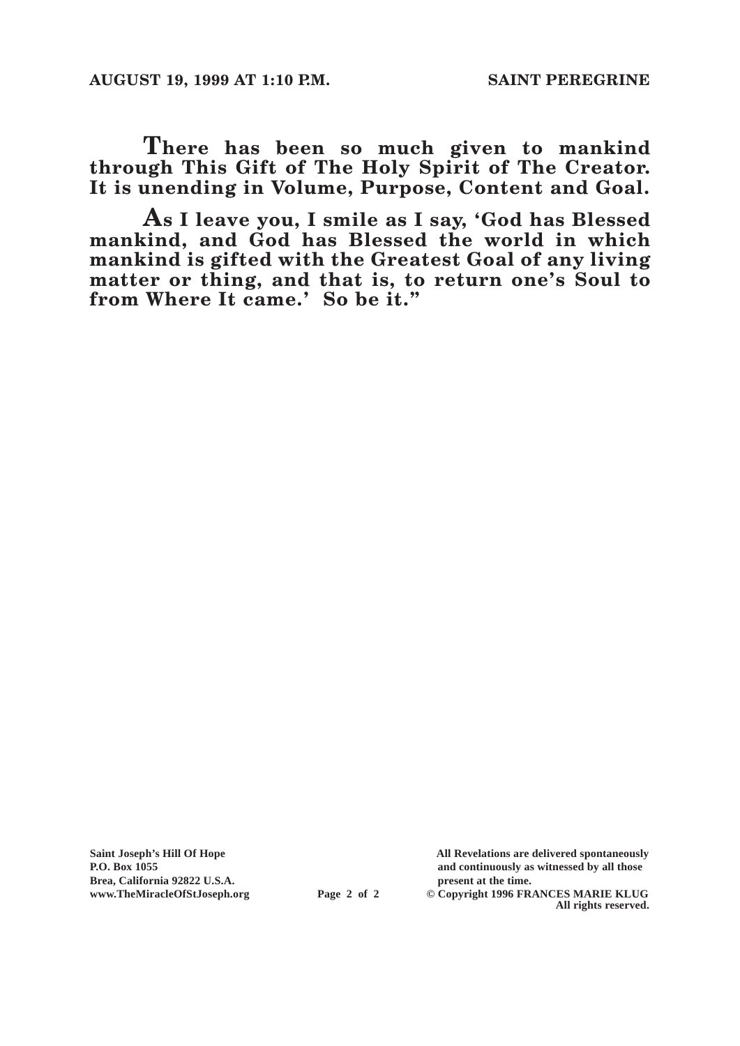**There has been so much given to mankind through This Gift of The Holy Spirit of The Creator. It is unending in Volume, Purpose, Content and Goal.**

**As I leave you, I smile as I say, 'God has Blessed mankind, and God has Blessed the world in which mankind is gifted with the Greatest Goal of any living matter or thing, and that is, to return one's Soul to from Where It came.' So be it."**